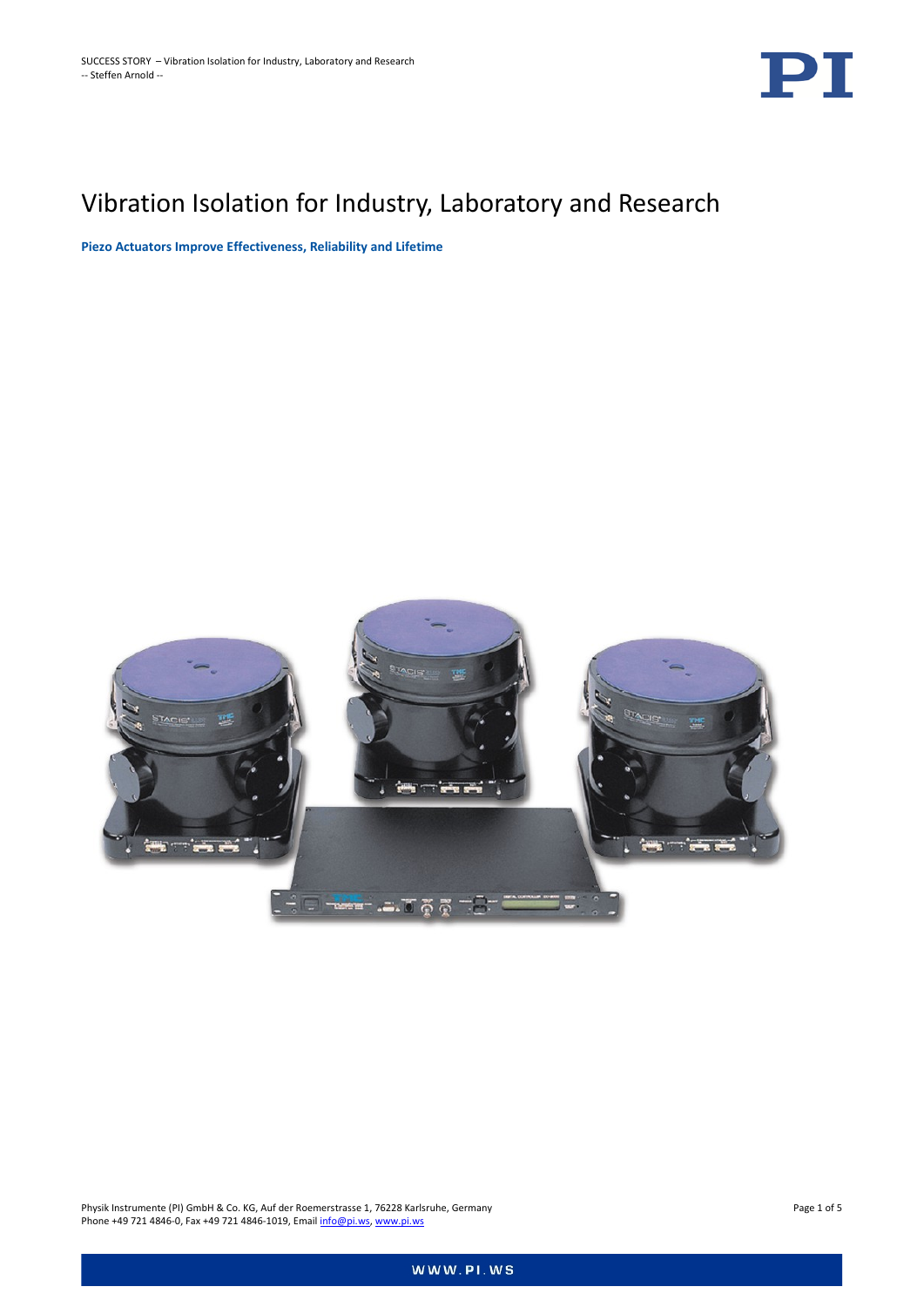# Vibration Isolation for Industry, Laboratory and Research

**Piezo Actuators Improve Effectiveness, Reliability and Lifetime**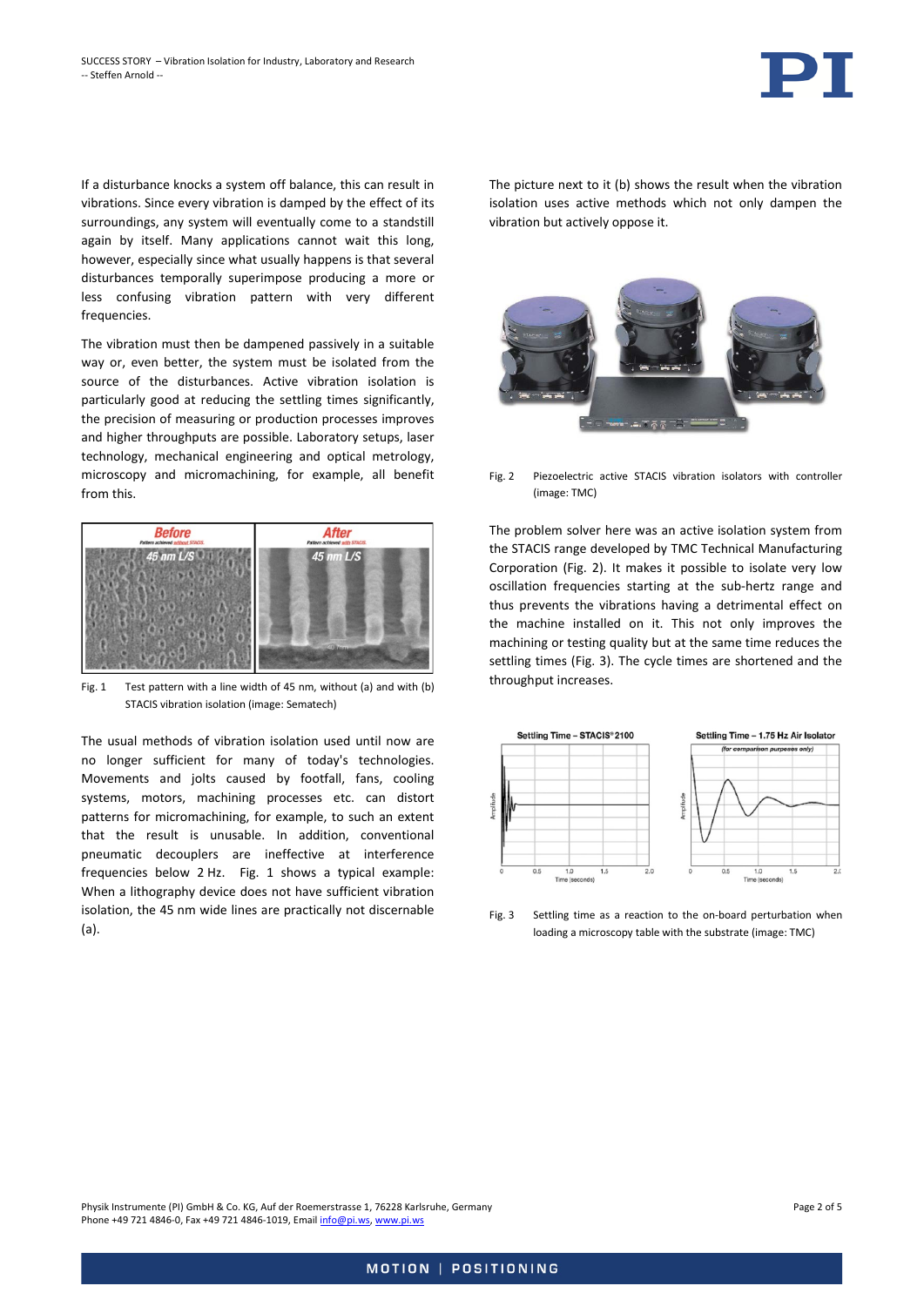If a disturbance knocks a system off balance, this can result in vibrations. Since every vibration is damped by the effect of its surroundings, any system will eventually come to a standstill again by itself. Many applications cannot wait this long, however, especially since what usually happens is that several disturbances temporally superimpose producing a more or less confusing vibration pattern with very different frequencies.

The vibration must then be dampened passively in a suitable way or, even better, the system must be isolated from the source of the disturbances. Active vibration isolation is particularly good at reducing the settling times significantly, the precision of measuring or production processes improves and higher throughputs are possible. Laboratory setups, laser technology, mechanical engineering and optical metrology, microscopy and micromachining, for example, all benefit from this.

Fig. 1 Test pattern with a line width of 45 nm, without (a) and with (b) STACIS vibration isolation (image: Sematech)

The usual methods of vibration isolation used until now are no longer sufficient for many of today's technologies. Movements and jolts caused by footfall, fans, cooling systems, motors, machining processes etc. can distort patterns for micromachining, for example, to such an extent that the result is unusable. In addition, conventional pneumatic decouplers are ineffective at interference frequencies below 2 Hz. Fig. 1 shows a typical example: When a lithography device does not have sufficient vibration isolation, the 45 nm wide lines are practically not discernable (a).

The picture next to it (b) shows the result when the vibration isolation uses active methods which not only dampen the vibration but actively oppose it.

Fig. 2 Piezoelectric active STACIS vibration isolators with controller (image: TMC)

The problem solver here was an active isolation system from the STACIS range developed by TMC Technical Manufacturing Corporation (Fig. 2). It makes it possible to isolate very low oscillation frequencies starting at the sub-hertz range and thus prevents the vibrations having a detrimental effect on the machine installed on it. This not only improves the machining or testing quality but at the same time reduces the settling times (Fig. 3). The cycle times are shortened and the throughput increases.

Fig. 3 Settling time as a reaction to the on-board perturbation when loading a microscopy table with the substrate (image: TMC)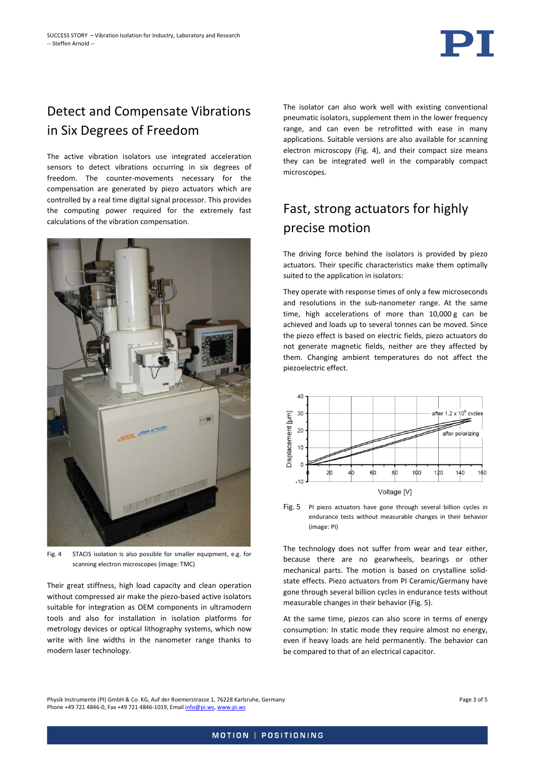## Detect and Compensate Vibrations in Six Degrees of Freedom

The active vibration isolators use integrated acceleration sensors to detect vibrations occurring in six degrees of freedom. The counter-movements necessary for the compensation are generated by piezo actuators which are controlled by a real time digital signal processor. This provides the computing power required for the extremely fast calculations of the vibration compensation.

Fig. 4 STACIS isolation is also possible for smaller equipment, e.g. for scanning electron microscopes (image: TMC)

Their great stiffness, high load capacity and clean operation without compressed air make the piezo-based active isolators suitable for integration as OEM components in ultramodern tools and also for installation in isolation platforms for metrology devices or optical lithography systems, which now write with line widths in the nanometer range thanks to modern laser technology.

The isolator can also work well with existing conventional pneumatic isolators, supplement them in the lower frequency range, and can even be retrofitted with ease in many applications. Suitable versions are also available for scanning electron microscopy (Fig. 4), and their compact size means they can be integrated well in the comparably compact microscopes.

## Fast, strong actuators for highly precise motion

The driving force behind the isolators is provided by piezo actuators. Their specific characteristics make them optimally suited to the application in isolators:

They operate with response times of only a few microseconds and resolutions in the sub-nanometer range. At the same time, high accelerations of more than 10,000 g can be achieved and loads up to several tonnes can be moved. Since the piezo effect is based on electric fields, piezo actuators do not generate magnetic fields, neither are they affected by them. Changing ambient temperatures do not affect the piezoelectric effect.

Fig. 5 PI piezo actuators have gone through several billion cycles in endurance tests without measurable changes in their behavior (image: PI)

The technology does not suffer from wear and tear either, because there are no gearwheels, bearings or other mechanical parts. The motion is based on crystalline solid-state effects. Piezo actuators from PI Ceramic/Germany have gone through several billion cycles in endurance tests without measurable changes in their behavior (Fig. 5).

At the same time, piezos can also score in terms of energy consumption: In static mode they require almost no energy, even if heavy loads are held permanently. The behavior can be compared to that of an electrical capacitor.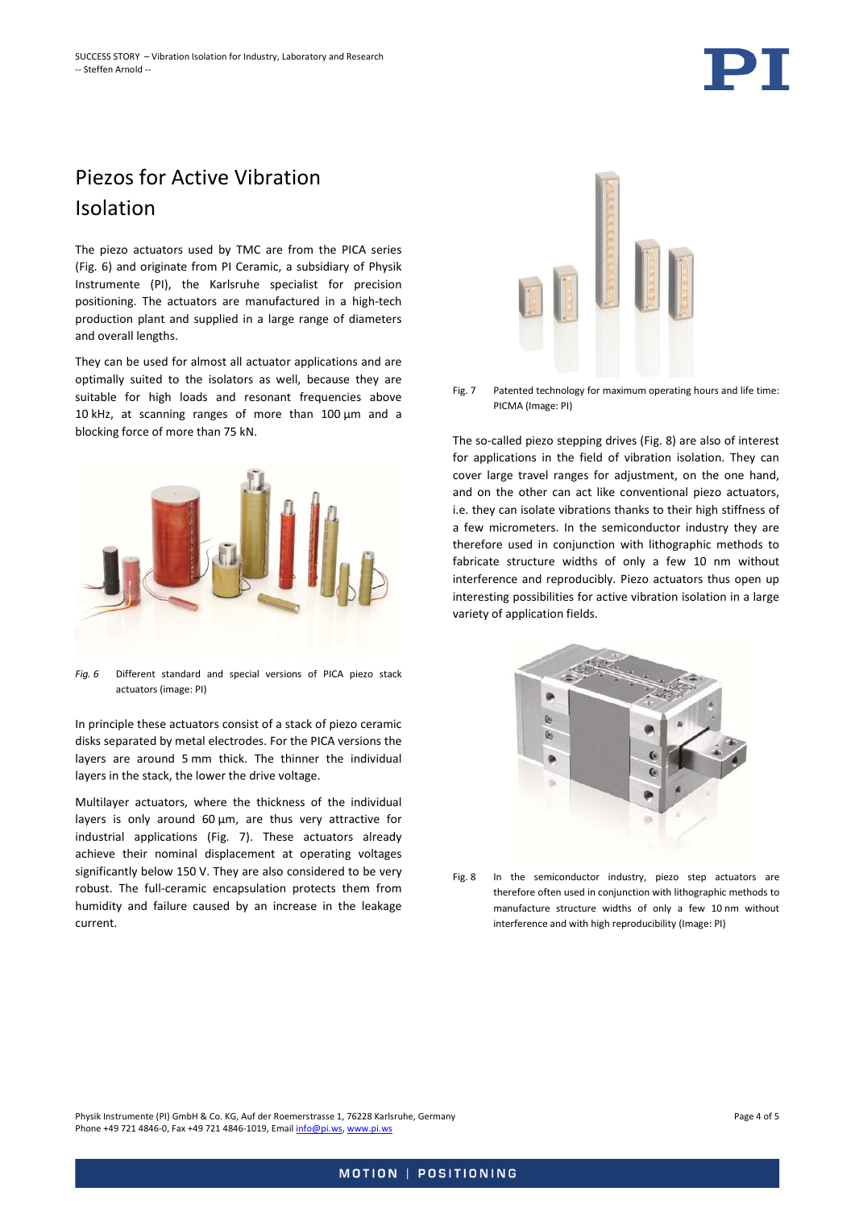## Piezos for Active Vibration Isolation

The piezo actuators used by TMC are from the PICA series (Fig. 6) and originate from PI Ceramic, a subsidiary of Physik Instrumente (PI), the Karlsruhe specialist for precision positioning. The actuators are manufactured in a high-tech production plant and supplied in a large range of diameters and overall lengths.

They can be used for almost all actuator applications and are optimally suited to the isolators as well, because they are suitable for high loads and resonant frequencies above 10 kHz, at scanning ranges of more than 100 µm and a blocking force of more than 75 kN.

*Fig. 6* Different standard and special versions of PICA piezo stack actuators (image: PI)

In principle these actuators consist of a stack of piezo ceramic disks separated by metal electrodes. For the PICA versions the layers are around 5 mm thick. The thinner the individual layers in the stack, the lower the drive voltage.

Multilayer actuators, where the thickness of the individual layers is only around 60 µm, are thus very attractive for industrial applications (Fig. 7). These actuators already achieve their nominal displacement at operating voltages significantly below 150 V. They are also considered to be very robust. The full-ceramic encapsulation protects them from humidity and failure caused by an increase in the leakage current.

Fig. 7 Patented technology for maximum operating hours and life time: PICMA (Image: PI)

The so-called piezo stepping drives (Fig. 8) are also of interest for applications in the field of vibration isolation. They can cover large travel ranges for adjustment, on the one hand, and on the other can act like conventional piezo actuators, i.e. they can isolate vibrations thanks to their high stiffness of a few micrometers. In the semiconductor industry they are therefore used in conjunction with lithographic methods to fabricate structure widths of only a few 10 nm without interference and reproducibly. Piezo actuators thus open up interesting possibilities for active vibration isolation in a large variety of application fields.

Fig. 8 In the semiconductor industry, piezo step actuators are therefore often used in conjunction with lithographic methods to manufacture structure widths of only a few 10 nm without interference and with high reproducibility (Image: PI)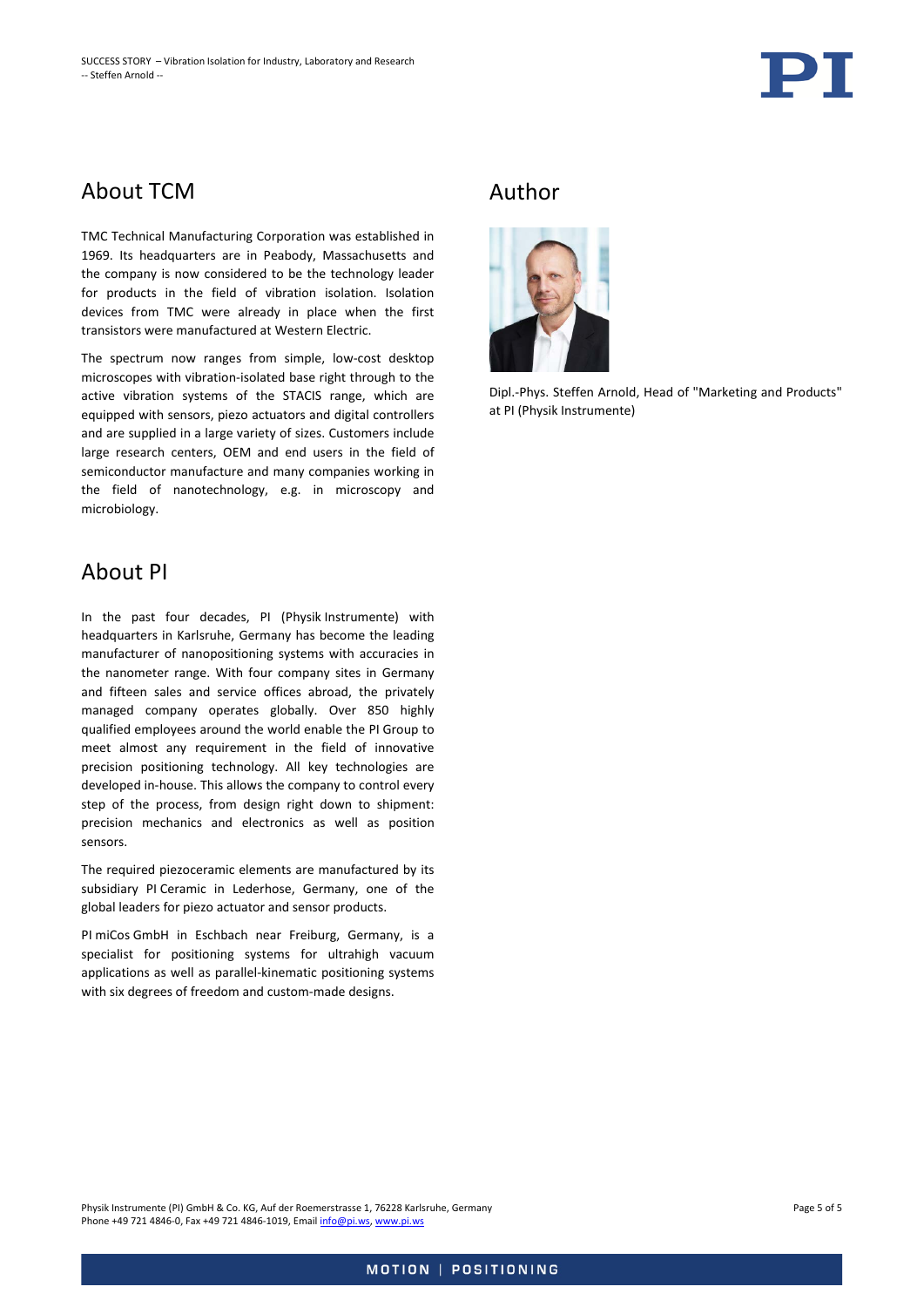## About TCM

TMC Technical Manufacturing Corporation was established in 1969. Its headquarters are in Peabody, Massachusetts and the company is now considered to be the technology leader for products in the field of vibration isolation. Isolation devices from TMC were already in place when the first transistors were manufactured at Western Electric.

The spectrum now ranges from simple, low-cost desktop microscopes with vibration-isolated base right through to the active vibration systems of the STACIS range, which are equipped with sensors, piezo actuators and digital controllers and are supplied in a large variety of sizes. Customers include large research centers, OEM and end users in the field of semiconductor manufacture and many companies working in the field of nanotechnology, e.g. in microscopy and microbiology.

## About PI

In the past four decades, PI (Physik Instrumente) with headquarters in Karlsruhe, Germany has become the leading manufacturer of nanopositioning systems with accuracies in the nanometer range. With four company sites in Germany and fifteen sales and service offices abroad, the privately managed company operates globally. Over 850 highly qualified employees around the world enable the PI Group to meet almost any requirement in the field of innovative precision positioning technology. All key technologies are developed in-house. This allows the company to control every step of the process, from design right down to shipment: precision mechanics and electronics as well as position sensors.

The required piezoceramic elements are manufactured by its subsidiary PI Ceramic in Lederhose, Germany, one of the global leaders for piezo actuator and sensor products.

PI miCos GmbH in Eschbach near Freiburg, Germany, is a specialist for positioning systems for ultrahigh vacuum applications as well as parallel-kinematic positioning systems with six degrees of freedom and custom-made designs.

## Author

Dipl.-Phys. Steffen Arnold, Head of "Marketing and Products" at PI (Physik Instrumente)

Physik Instrumente (PI) GmbH & Co. KG, Auf der Roemerstrasse 1, 76228 Karlsruhe, Germany
Phone +49 721 4846-0, Fax +49 721 4846-1019, Email info@pi.ws, www.pi.ws